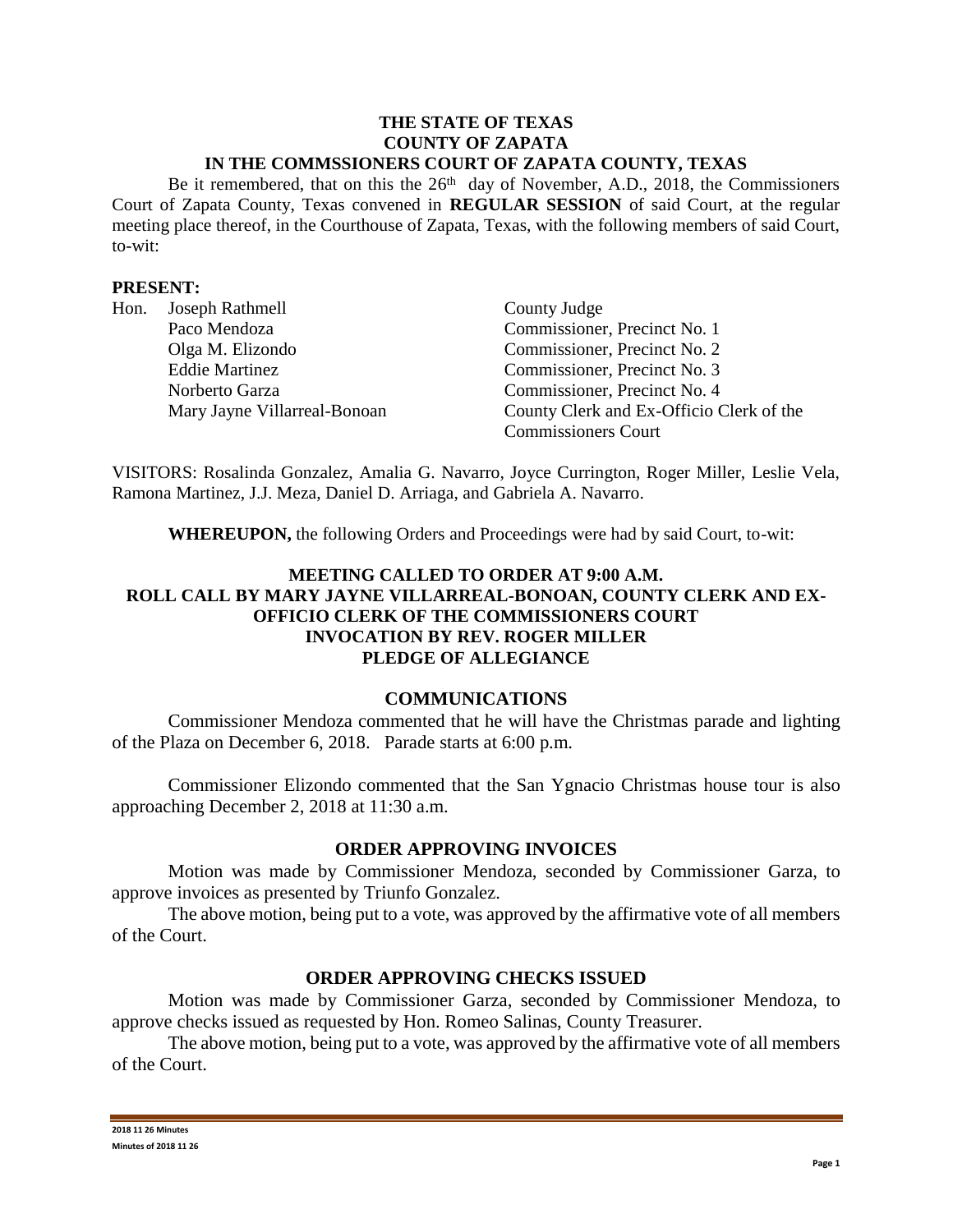**THE STATE OF TEXAS**
**COUNTY OF ZAPATA**
**IN THE COMMSSIONERS COURT OF ZAPATA COUNTY, TEXAS**

Be it remembered, that on this the 26th day of November, A.D., 2018, the Commissioners Court of Zapata County, Texas convened in **REGULAR SESSION** of said Court, at the regular meeting place thereof, in the Courthouse of Zapata, Texas, with the following members of said Court, to-wit:

**PRESENT:**

| | | |
|---|---|---|
| Hon. | Joseph Rathmell | County Judge |
| | Paco Mendoza | Commissioner, Precinct No. 1 |
| | Olga M. Elizondo | Commissioner, Precinct No. 2 |
| | Eddie Martinez | Commissioner, Precinct No. 3 |
| | Norberto Garza | Commissioner, Precinct No. 4 |
| | Mary Jayne Villarreal-Bonoan | County Clerk and Ex-Officio Clerk of the Commissioners Court |

VISITORS: Rosalinda Gonzalez, Amalia G. Navarro, Joyce Currington, Roger Miller, Leslie Vela, Ramona Martinez, J.J. Meza, Daniel D. Arriaga, and Gabriela A. Navarro.

**WHEREUPON,** the following Orders and Proceedings were had by said Court, to-wit:

**MEETING CALLED TO ORDER AT 9:00 A.M.**
**ROLL CALL BY MARY JAYNE VILLARREAL-BONOAN, COUNTY CLERK AND EX-OFFICIO CLERK OF THE COMMISSIONERS COURT**
**INVOCATION BY REV. ROGER MILLER**
**PLEDGE OF ALLEGIANCE**

**COMMUNICATIONS**

Commissioner Mendoza commented that he will have the Christmas parade and lighting of the Plaza on December 6, 2018. Parade starts at 6:00 p.m.

Commissioner Elizondo commented that the San Ygnacio Christmas house tour is also approaching December 2, 2018 at 11:30 a.m.

**ORDER APPROVING INVOICES**

Motion was made by Commissioner Mendoza, seconded by Commissioner Garza, to approve invoices as presented by Triunfo Gonzalez.

The above motion, being put to a vote, was approved by the affirmative vote of all members of the Court.

**ORDER APPROVING CHECKS ISSUED**

Motion was made by Commissioner Garza, seconded by Commissioner Mendoza, to approve checks issued as requested by Hon. Romeo Salinas, County Treasurer.

The above motion, being put to a vote, was approved by the affirmative vote of all members of the Court.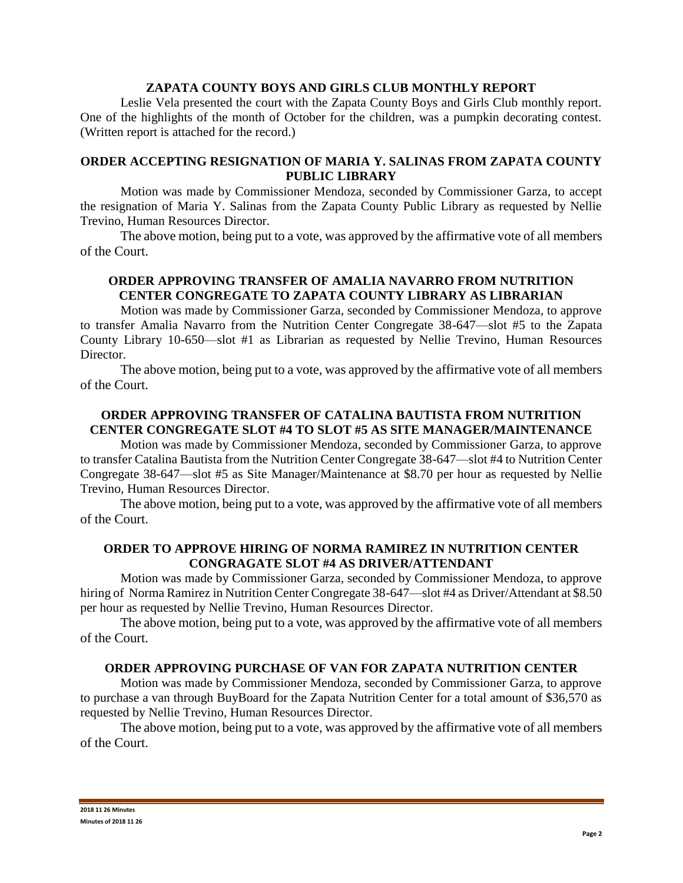## ZAPATA COUNTY BOYS AND GIRLS CLUB MONTHLY REPORT

Leslie Vela presented the court with the Zapata County Boys and Girls Club monthly report. One of the highlights of the month of October for the children, was a pumpkin decorating contest. (Written report is attached for the record.)

## ORDER ACCEPTING RESIGNATION OF MARIA Y. SALINAS FROM ZAPATA COUNTY PUBLIC LIBRARY

Motion was made by Commissioner Mendoza, seconded by Commissioner Garza, to accept the resignation of Maria Y. Salinas from the Zapata County Public Library as requested by Nellie Trevino, Human Resources Director.

The above motion, being put to a vote, was approved by the affirmative vote of all members of the Court.

## ORDER APPROVING TRANSFER OF AMALIA NAVARRO FROM NUTRITION CENTER CONGREGATE TO ZAPATA COUNTY LIBRARY AS LIBRARIAN

Motion was made by Commissioner Garza, seconded by Commissioner Mendoza, to approve to transfer Amalia Navarro from the Nutrition Center Congregate 38-647—slot #5 to the Zapata County Library 10-650—slot #1 as Librarian as requested by Nellie Trevino, Human Resources Director.

The above motion, being put to a vote, was approved by the affirmative vote of all members of the Court.

## ORDER APPROVING TRANSFER OF CATALINA BAUTISTA FROM NUTRITION CENTER CONGREGATE SLOT #4 TO SLOT #5 AS SITE MANAGER/MAINTENANCE

Motion was made by Commissioner Mendoza, seconded by Commissioner Garza, to approve to transfer Catalina Bautista from the Nutrition Center Congregate 38-647—slot #4 to Nutrition Center Congregate 38-647—slot #5 as Site Manager/Maintenance at $8.70 per hour as requested by Nellie Trevino, Human Resources Director.

The above motion, being put to a vote, was approved by the affirmative vote of all members of the Court.

## ORDER TO APPROVE HIRING OF NORMA RAMIREZ IN NUTRITION CENTER CONGRAGATE SLOT #4 AS DRIVER/ATTENDANT

Motion was made by Commissioner Garza, seconded by Commissioner Mendoza, to approve hiring of Norma Ramirez in Nutrition Center Congregate 38-647—slot #4 as Driver/Attendant at $8.50 per hour as requested by Nellie Trevino, Human Resources Director.

The above motion, being put to a vote, was approved by the affirmative vote of all members of the Court.

## ORDER APPROVING PURCHASE OF VAN FOR ZAPATA NUTRITION CENTER

Motion was made by Commissioner Mendoza, seconded by Commissioner Garza, to approve to purchase a van through BuyBoard for the Zapata Nutrition Center for a total amount of $36,570 as requested by Nellie Trevino, Human Resources Director.

The above motion, being put to a vote, was approved by the affirmative vote of all members of the Court.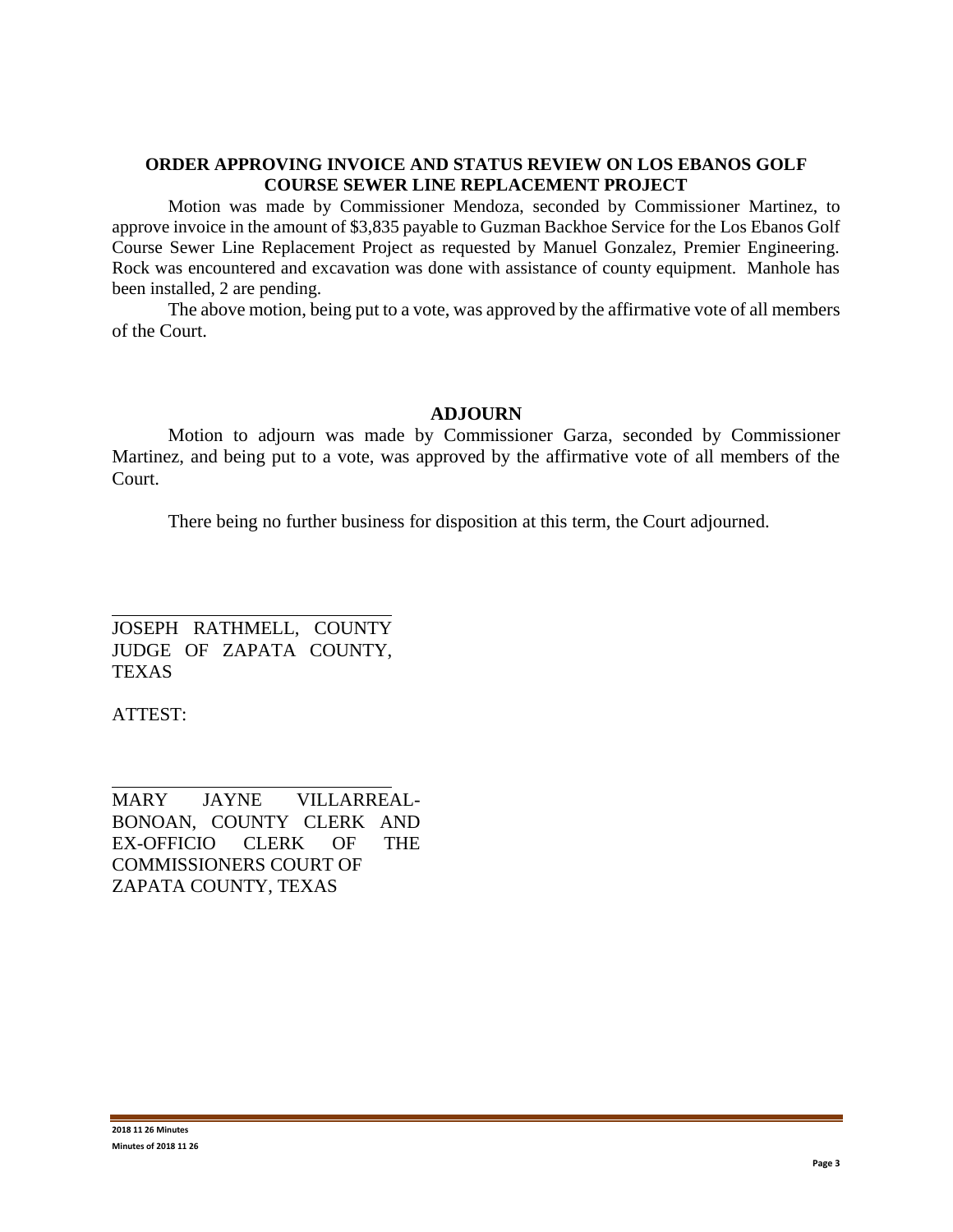**ORDER APPROVING INVOICE AND STATUS REVIEW ON LOS EBANOS GOLF COURSE SEWER LINE REPLACEMENT PROJECT**

Motion was made by Commissioner Mendoza, seconded by Commissioner Martinez, to approve invoice in the amount of $3,835 payable to Guzman Backhoe Service for the Los Ebanos Golf Course Sewer Line Replacement Project as requested by Manuel Gonzalez, Premier Engineering. Rock was encountered and excavation was done with assistance of county equipment. Manhole has been installed, 2 are pending.

The above motion, being put to a vote, was approved by the affirmative vote of all members of the Court.

**ADJOURN**

Motion to adjourn was made by Commissioner Garza, seconded by Commissioner Martinez, and being put to a vote, was approved by the affirmative vote of all members of the Court.

There being no further business for disposition at this term, the Court adjourned.

\_\_\_\_\_\_\_\_\_\_\_\_\_\_\_\_\_\_\_\_\_\_\_\_\_\_\_\_\_\_

JOSEPH RATHMELL, COUNTY JUDGE OF ZAPATA COUNTY, TEXAS

ATTEST:

\_\_\_\_\_\_\_\_\_\_\_\_\_\_\_\_\_\_\_\_\_\_\_\_\_\_\_\_\_\_

MARY JAYNE VILLARREAL-BONOAN, COUNTY CLERK AND EX-OFFICIO CLERK OF THE COMMISSIONERS COURT OF ZAPATA COUNTY, TEXAS